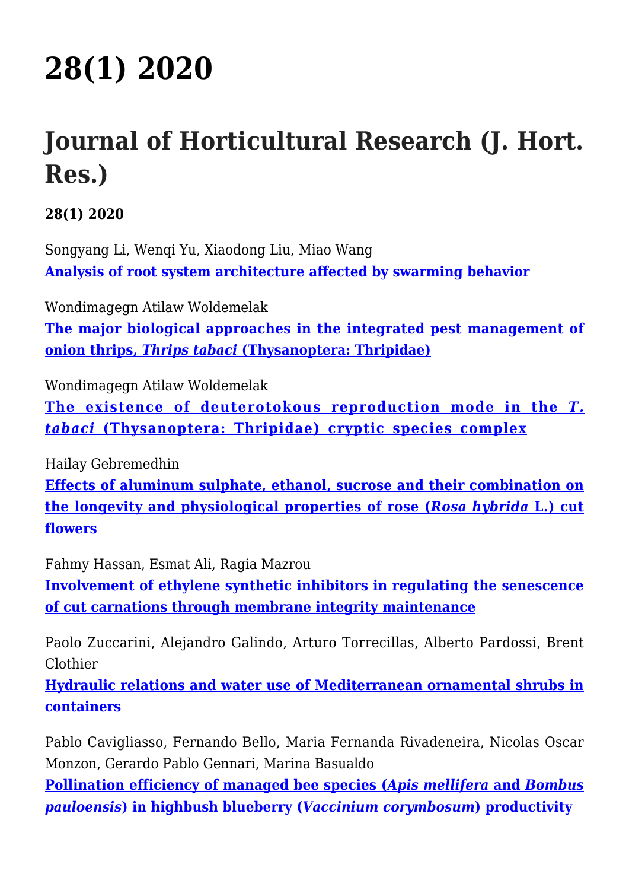# 28(1) 2020

## Journal of Horticultural Research (J. Hort. Res.)

**28(1) 2020**

Songyang Li, Wenqi Yu, Xiaodong Liu, Miao Wang
**Analysis of root system architecture affected by swarming behavior**

Wondimagegn Atilaw Woldemelak
**The major biological approaches in the integrated pest management of onion thrips, *Thrips tabaci* (Thysanoptera: Thripidae)**

Wondimagegn Atilaw Woldemelak
**The existence of deuterotokous reproduction mode in the *T. tabaci* (Thysanoptera: Thripidae) cryptic species complex**

Hailay Gebremedhin
**Effects of aluminum sulphate, ethanol, sucrose and their combination on the longevity and physiological properties of rose (*Rosa hybrida* L.) cut flowers**

Fahmy Hassan, Esmat Ali, Ragia Mazrou
**Involvement of ethylene synthetic inhibitors in regulating the senescence of cut carnations through membrane integrity maintenance**

Paolo Zuccarini, Alejandro Galindo, Arturo Torrecillas, Alberto Pardossi, Brent Clothier
**Hydraulic relations and water use of Mediterranean ornamental shrubs in containers**

Pablo Cavigliasso, Fernando Bello, Maria Fernanda Rivadeneira, Nicolas Oscar Monzon, Gerardo Pablo Gennari, Marina Basualdo
**Pollination efficiency of managed bee species (*Apis mellifera* and *Bombus pauloensis*) in highbush blueberry (*Vaccinium corymbosum*) productivity**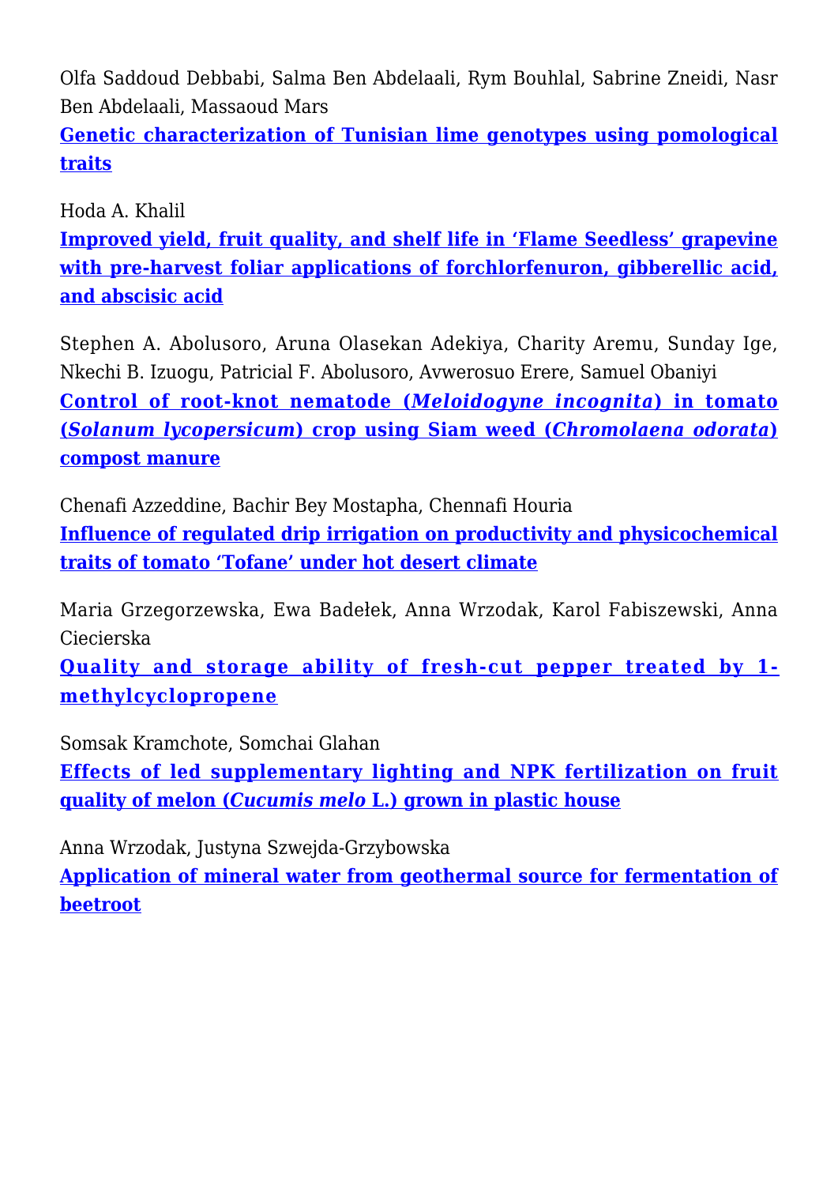Olfa Saddoud Debbabi, Salma Ben Abdelaali, Rym Bouhlal, Sabrine Zneidi, Nasr Ben Abdelaali, Massaoud Mars

**Genetic characterization of Tunisian lime genotypes using pomological traits**

Hoda A. Khalil

**Improved yield, fruit quality, and shelf life in 'Flame Seedless' grapevine with pre-harvest foliar applications of forchlorfenuron, gibberellic acid, and abscisic acid**

Stephen A. Abolusoro, Aruna Olasekan Adekiya, Charity Aremu, Sunday Ige, Nkechi B. Izuogu, Patricial F. Abolusoro, Avwerosuo Erere, Samuel Obaniyi

**Control of root-knot nematode (*Meloidogyne incognita*) in tomato (*Solanum lycopersicum*) crop using Siam weed (*Chromolaena odorata*) compost manure**

Chenafi Azzeddine, Bachir Bey Mostapha, Chennafi Houria

**Influence of regulated drip irrigation on productivity and physicochemical traits of tomato 'Tofane' under hot desert climate**

Maria Grzegorzewska, Ewa Badełek, Anna Wrzodak, Karol Fabiszewski, Anna Ciecierska

**Quality and storage ability of fresh-cut pepper treated by 1-methylcyclopropene**

Somsak Kramchote, Somchai Glahan

**Effects of led supplementary lighting and NPK fertilization on fruit quality of melon (*Cucumis melo* L.) grown in plastic house**

Anna Wrzodak, Justyna Szwejda-Grzybowska

**Application of mineral water from geothermal source for fermentation of beetroot**